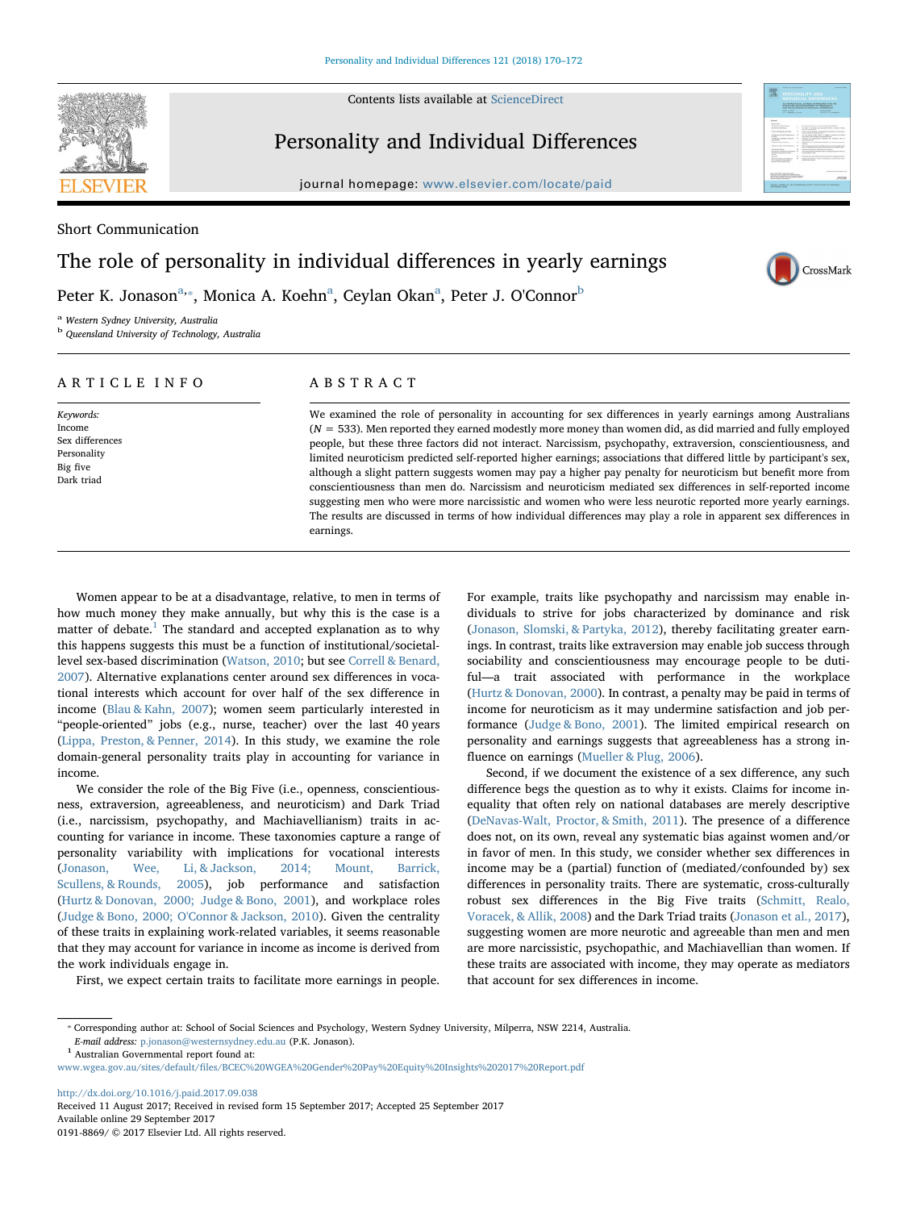Short Communication

# The role of personality in individual differences in yearly earnings

Peter K. Jonason[a,*], Monica A. Koehn[a], Ceylan Okan[a], Peter J. O'Connor[b]

[a] Western Sydney University, Australia
[b] Queensland University of Technology, Australia

## ARTICLE INFO

*Keywords:*
Income
Sex differences
Personality
Big five
Dark triad

## ABSTRACT

We examined the role of personality in accounting for sex differences in yearly earnings among Australians ($N = 533$). Men reported they earned modestly more money than women did, as did married and fully employed people, but these three factors did not interact. Narcissism, psychopathy, extraversion, conscientiousness, and limited neuroticism predicted self-reported higher earnings; associations that differed little by participant's sex, although a slight pattern suggests women may pay a higher pay penalty for neuroticism but benefit more from conscientiousness than men do. Narcissism and neuroticism mediated sex differences in self-reported income suggesting men who were more narcissistic and women who were less neurotic reported more yearly earnings. The results are discussed in terms of how individual differences may play a role in apparent sex differences in earnings.

Women appear to be at a disadvantage, relative, to men in terms of how much money they make annually, but why this is the case is a matter of debate.[1] The standard and accepted explanation as to why this happens suggests this must be a function of institutional/societal-level sex-based discrimination (Watson, 2010; but see Correll & Benard, 2007). Alternative explanations center around sex differences in vocational interests which account for over half of the sex difference in income (Blau & Kahn, 2007); women seem particularly interested in "people-oriented" jobs (e.g., nurse, teacher) over the last 40 years (Lippa, Preston, & Penner, 2014). In this study, we examine the role domain-general personality traits play in accounting for variance in income.

We consider the role of the Big Five (i.e., openness, conscientiousness, extraversion, agreeableness, and neuroticism) and Dark Triad (i.e., narcissism, psychopathy, and Machiavellianism) traits in accounting for variance in income. These taxonomies capture a range of personality variability with implications for vocational interests (Jonason, Wee, Li, & Jackson, 2014; Mount, Barrick, Scullens, & Rounds, 2005), job performance and satisfaction (Hurtz & Donovan, 2000; Judge & Bono, 2001), and workplace roles (Judge & Bono, 2000; O'Connor & Jackson, 2010). Given the centrality of these traits in explaining work-related variables, it seems reasonable that they may account for variance in income as income is derived from the work individuals engage in.

First, we expect certain traits to facilitate more earnings in people. For example, traits like psychopathy and narcissism may enable individuals to strive for jobs characterized by dominance and risk (Jonason, Slomski, & Partyka, 2012), thereby facilitating greater earnings. In contrast, traits like extraversion may enable job success through sociability and conscientiousness may encourage people to be dutiful—a trait associated with performance in the workplace (Hurtz & Donovan, 2000). In contrast, a penalty may be paid in terms of income for neuroticism as it may undermine satisfaction and job performance (Judge & Bono, 2001). The limited empirical research on personality and earnings suggests that agreeableness has a strong influence on earnings (Mueller & Plug, 2006).

Second, if we document the existence of a sex difference, any such difference begs the question as to why it exists. Claims for income inequality that often rely on national databases are merely descriptive (DeNavas-Walt, Proctor, & Smith, 2011). The presence of a difference does not, on its own, reveal any systematic bias against women and/or in favor of men. In this study, we consider whether sex differences in income may be a (partial) function of (mediated/confounded by) sex differences in personality traits. There are systematic, cross-culturally robust sex differences in the Big Five traits (Schmitt, Realo, Voracek, & Allik, 2008) and the Dark Triad traits (Jonason et al., 2017), suggesting women are more neurotic and agreeable than men and men are more narcissistic, psychopathic, and Machiavellian than women. If these traits are associated with income, they may operate as mediators that account for sex differences in income.

* Corresponding author at: School of Social Sciences and Psychology, Western Sydney University, Milperra, NSW 2214, Australia.
*E-mail address:* p.jonason@westernsydney.edu.au (P.K. Jonason).
[1] Australian Governmental report found at: www.wgea.gov.au/sites/default/files/BCEC%20WGEA%20Gender%20Pay%20Equity%20Insights%202017%20Report.pdf

http://dx.doi.org/10.1016/j.paid.2017.09.038
Received 11 August 2017; Received in revised form 15 September 2017; Accepted 25 September 2017
Available online 29 September 2017
0191-8869/ © 2017 Elsevier Ltd. All rights reserved.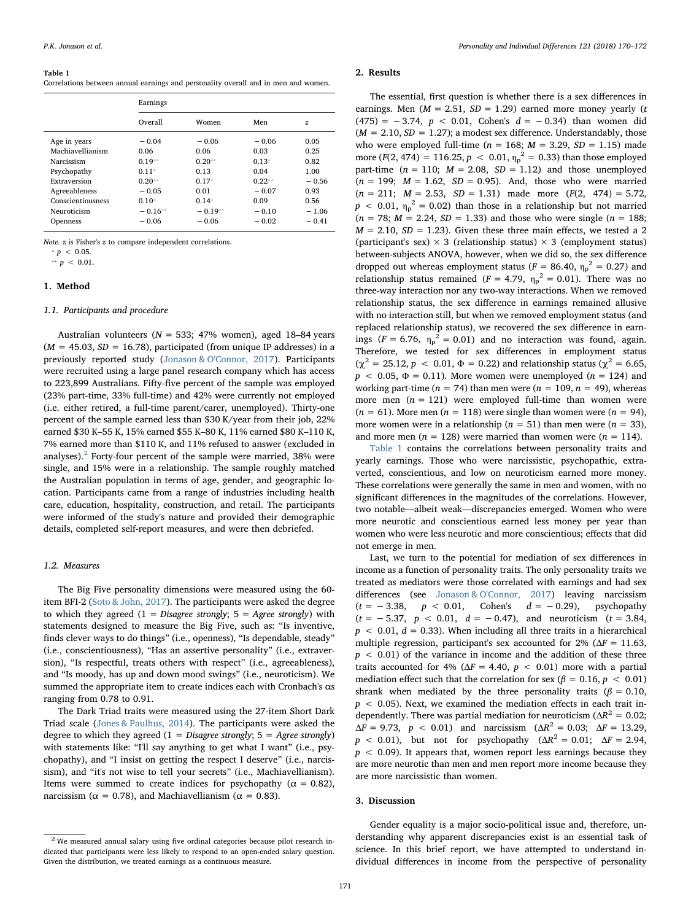**Table 1**
Correlations between annual earnings and personality overall and in men and women.

| | Earnings | | | |
|---|---|---|---|---|
| | Overall | Women | Men | z |
| Age in years | − 0.04 | − 0.06 | − 0.06 | 0.05 |
| Machiavellianism | 0.06 | 0.06 | 0.03 | 0.25 |
| Narcissism | 0.19** | 0.20** | 0.13* | 0.82 |
| Psychopathy | 0.11* | 0.13 | 0.04 | 1.00 |
| Extraversion | 0.20** | 0.17* | 0.22** | − 0.56 |
| Agreeableness | − 0.05 | 0.01 | − 0.07 | 0.93 |
| Conscientiousness | 0.10* | 0.14* | 0.09 | 0.56 |
| Neuroticism | − 0.16** | − 0.19** | − 0.10 | − 1.06 |
| Openness | − 0.06 | − 0.06 | − 0.02 | − 0.41 |

*Note.* z is Fisher's z to compare independent correlations.
* $p < 0.05$.
** $p < 0.01$.

## 1. Method

### 1.1. Participants and procedure

Australian volunteers ($N = 533$; 47% women), aged 18–84 years ($M = 45.03$, $SD = 16.78$), participated (from unique IP addresses) in a previously reported study (Jonason & O'Connor, 2017). Participants were recruited using a large panel research company which has access to 223,899 Australians. Fifty-five percent of the sample was employed (23% part-time, 33% full-time) and 42% were currently not employed (i.e. either retired, a full-time parent/carer, unemployed). Thirty-one percent of the sample earned less than $30 K/year from their job, 22% earned $30 K–55 K, 15% earned $55 K–80 K, 11% earned $80 K–110 K, 7% earned more than $110 K, and 11% refused to answer (excluded in analyses).[2] Forty-four percent of the sample were married, 38% were single, and 15% were in a relationship. The sample roughly matched the Australian population in terms of age, gender, and geographic location. Participants came from a range of industries including health care, education, hospitality, construction, and retail. The participants were informed of the study's nature and provided their demographic details, completed self-report measures, and were then debriefed.

### 1.2. Measures

The Big Five personality dimensions were measured using the 60-item BFI-2 (Soto & John, 2017). The participants were asked the degree to which they agreed (1 = *Disagree strongly*; 5 = *Agree strongly*) with statements designed to measure the Big Five, such as: "Is inventive, finds clever ways to do things" (i.e., openness), "Is dependable, steady" (i.e., conscientiousness), "Has an assertive personality" (i.e., extraversion), "Is respectful, treats others with respect" (i.e., agreeableness), and "Is moody, has up and down mood swings" (i.e., neuroticism). We summed the appropriate item to create indices each with Cronbach's αs ranging from 0.78 to 0.91.

The Dark Triad traits were measured using the 27-item Short Dark Triad scale (Jones & Paulhus, 2014). The participants were asked the degree to which they agreed (1 = *Disagree strongly*; 5 = *Agree strongly*) with statements like: "I'll say anything to get what I want" (i.e., psychopathy), and "I insist on getting the respect I deserve" (i.e., narcissism), and "it's not wise to tell your secrets" (i.e., Machiavellianism). Items were summed to create indices for psychopathy ($\alpha = 0.82$), narcissism ($\alpha = 0.78$), and Machiavellianism ($\alpha = 0.83$).

## 2. Results

The essential, first question is whether there is a sex differences in earnings. Men ($M = 2.51$, $SD = 1.29$) earned more money yearly ($t(475) = -3.74$, $p < 0.01$, Cohen's $d = -0.34$) than women did ($M = 2.10$, $SD = 1.27$); a modest sex difference. Understandably, those who were employed full-time ($n = 168$; $M = 3.29$, $SD = 1.15$) made more ($F(2, 474) = 116.25$, $p < 0.01$, $\eta_p^2 = 0.33$) than those employed part-time ($n = 110$; $M = 2.08$, $SD = 1.12$) and those unemployed ($n = 199$; $M = 1.62$, $SD = 0.95$). And, those who were married ($n = 211$; $M = 2.53$, $SD = 1.31$) made more ($F(2, 474) = 5.72$, $p < 0.01$, $\eta_p^2 = 0.02$) than those in a relationship but not married ($n = 78$; $M = 2.24$, $SD = 1.33$) and those who were single ($n = 188$; $M = 2.10$, $SD = 1.23$). Given these three main effects, we tested a 2 (participant's sex) × 3 (relationship status) × 3 (employment status) between-subjects ANOVA, however, when we did so, the sex difference dropped out whereas employment status ($F = 86.40$, $\eta_p^2 = 0.27$) and relationship status remained ($F = 4.79$, $\eta_p^2 = 0.01$). There was no three-way interaction nor any two-way interactions. When we removed relationship status, the sex difference in earnings remained allusive with no interaction still, but when we removed employment status (and replaced relationship status), we recovered the sex difference in earnings ($F = 6.76$, $\eta_p^2 = 0.01$) and no interaction was found, again. Therefore, we tested for sex differences in employment status ($\chi^2 = 25.12$, $p < 0.01$, $\Phi = 0.22$) and relationship status ($\chi^2 = 6.65$, $p < 0.05$, $\Phi = 0.11$). More women were unemployed ($n = 124$) and working part-time ($n = 74$) than men were ($n = 109$, $n = 49$), whereas more men ($n = 121$) were employed full-time than women were ($n = 61$). More men ($n = 118$) were single than women were ($n = 94$), more women were in a relationship ($n = 51$) than men were ($n = 33$), and more men ($n = 128$) were married than women were ($n = 114$).

Table 1 contains the correlations between personality traits and yearly earnings. Those who were narcissistic, psychopathic, extraverted, conscientious, and low on neuroticism earned more money. These correlations were generally the same in men and women, with no significant differences in the magnitudes of the correlations. However, two notable—albeit weak—discrepancies emerged. Women who were more neurotic and conscientious earned less money per year than women who were less neurotic and more conscientious; effects that did not emerge in men.

Last, we turn to the potential for mediation of sex differences in income as a function of personality traits. The only personality traits we treated as mediators were those correlated with earnings and had sex differences (see Jonason & O'Connor, 2017) leaving narcissism ($t = -3.38$, $p < 0.01$, Cohen's $d = -0.29$), psychopathy ($t = -5.37$, $p < 0.01$, $d = -0.47$), and neuroticism ($t = 3.84$, $p < 0.01$, $d = 0.33$). When including all three traits in a hierarchical multiple regression, participant's sex accounted for 2% ($\Delta F = 11.63$, $p < 0.01$) of the variance in income and the addition of these three traits accounted for 4% ($\Delta F = 4.40$, $p < 0.01$) more with a partial mediation effect such that the correlation for sex ($\beta = 0.16$, $p < 0.01$) shrank when mediated by the three personality traits ($\beta = 0.10$, $p < 0.05$). Next, we examined the mediation effects in each trait independently. There was partial mediation for neuroticism ($\Delta R^2 = 0.02$; $\Delta F = 9.73$, $p < 0.01$) and narcissism ($\Delta R^2 = 0.03$; $\Delta F = 13.29$, $p < 0.01$), but not for psychopathy ($\Delta R^2 = 0.01$; $\Delta F = 2.94$, $p < 0.09$). It appears that, women report less earnings because they are more neurotic than men and men report more income because they are more narcissistic than women.

## 3. Discussion

Gender equality is a major socio-political issue and, therefore, understanding why apparent discrepancies exist is an essential task of science. In this brief report, we have attempted to understand individual differences in income from the perspective of personality

---

[2] We measured annual salary using five ordinal categories because pilot research indicated that participants were less likely to respond to an open-ended salary question. Given the distribution, we treated earnings as a continuous measure.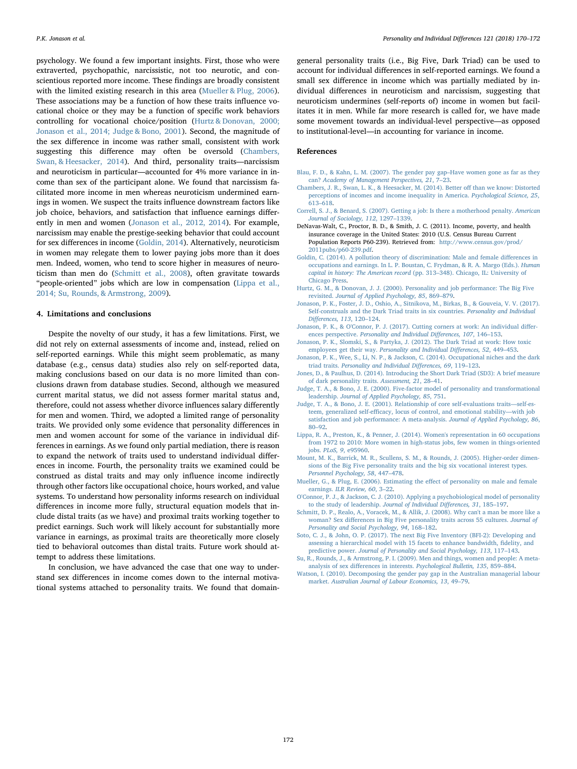psychology. We found a few important insights. First, those who were extraverted, psychopathic, narcissistic, not too neurotic, and conscientious reported more income. These findings are broadly consistent with the limited existing research in this area (Mueller & Plug, 2006). These associations may be a function of how these traits influence vocational choice or they may be a function of specific work behaviors controlling for vocational choice/position (Hurtz & Donovan, 2000; Jonason et al., 2014; Judge & Bono, 2001). Second, the magnitude of the sex difference in income was rather small, consistent with work suggesting this difference may often be oversold (Chambers, Swan, & Heesacker, 2014). And third, personality traits—narcissism and neuroticism in particular—accounted for 4% more variance in income than sex of the participant alone. We found that narcissism facilitated more income in men whereas neuroticism undermined earnings in women. We suspect the traits influence downstream factors like job choice, behaviors, and satisfaction that influence earnings differently in men and women (Jonason et al., 2012, 2014). For example, narcissism may enable the prestige-seeking behavior that could account for sex differences in income (Goldin, 2014). Alternatively, neuroticism in women may relegate them to lower paying jobs more than it does men. Indeed, women, who tend to score higher in measures of neuroticism than men do (Schmitt et al., 2008), often gravitate towards "people-oriented" jobs which are low in compensation (Lippa et al., 2014; Su, Rounds, & Armstrong, 2009).

## 4. Limitations and conclusions

Despite the novelty of our study, it has a few limitations. First, we did not rely on external assessments of income and, instead, relied on self-reported earnings. While this might seem problematic, as many database (e.g., census data) studies also rely on self-reported data, making conclusions based on our data is no more limited than conclusions drawn from database studies. Second, although we measured current marital status, we did not assess former marital status and, therefore, could not assess whether divorce influences salary differently for men and women. Third, we adopted a limited range of personality traits. We provided only some evidence that personality differences in men and women account for some of the variance in individual differences in earnings. As we found only partial mediation, there is reason to expand the network of traits used to understand individual differences in income. Fourth, the personality traits we examined could be construed as distal traits and may only influence income indirectly through other factors like occupational choice, hours worked, and value systems. To understand how personality informs research on individual differences in income more fully, structural equation models that include distal traits (as we have) and proximal traits working together to predict earnings. Such work will likely account for substantially more variance in earnings, as proximal traits are theoretically more closely tied to behavioral outcomes than distal traits. Future work should attempt to address these limitations.

In conclusion, we have advanced the case that one way to understand sex differences in income comes down to the internal motivational systems attached to personality traits. We found that domain-general personality traits (i.e., Big Five, Dark Triad) can be used to account for individual differences in self-reported earnings. We found a small sex difference in income which was partially mediated by individual differences in neuroticism and narcissism, suggesting that neuroticism undermines (self-reports of) income in women but facilitates it in men. While far more research is called for, we have made some movement towards an individual-level perspective—as opposed to institutional-level—in accounting for variance in income.

## References

Blau, F. D., & Kahn, L. M. (2007). The gender pay gap–Have women gone as far as they can? *Academy of Management Perspectives, 21*, 7–23.

Chambers, J. R., Swan, L. K., & Heesacker, M. (2014). Better off than we know: Distorted perceptions of incomes and income inequality in America. *Psychological Science, 25*, 613–618.

Correll, S. J., & Benard, S. (2007). Getting a job: Is there a motherhood penalty. *American Journal of Sociology, 112*, 1297–1339.

DeNavas-Walt, C., Proctor, B. D., & Smith, J. C. (2011). Income, poverty, and health insurance coverage in the United States: 2010 (U.S. Census Bureau Current Population Reports P60-239). Retrieved from: http://www.census.gov/prod/2011pubs/p60-239.pdf.

Goldin, C. (2014). A pollution theory of discrimination: Male and female differences in occupations and earnings. In L. P. Boustan, C. Frydman, & R. A. Margo (Eds.). *Human capital in history: The American record* (pp. 313–348). Chicago, IL: University of Chicago Press.

Hurtz, G. M., & Donovan, J. J. (2000). Personality and job performance: The Big Five revisited. *Journal of Applied Psychology, 85*, 869–879.

Jonason, P. K., Foster, J. D., Oshio, A., Sitnikova, M., Birkas, B., & Gouveia, V. V. (2017). Self-construals and the Dark Triad traits in six countries. *Personality and Individual Differences, 113*, 120–124.

Jonason, P. K., & O'Connor, P. J. (2017). Cutting corners at work: An individual differences perspective. *Personality and Individual Differences, 107*, 146–153.

Jonason, P. K., Slomski, S., & Partyka, J. (2012). The Dark Triad at work: How toxic employees get their way. *Personality and Individual Differences, 52*, 449–453.

Jonason, P. K., Wee, S., Li, N. P., & Jackson, C. (2014). Occupational niches and the dark triad traits. *Personality and Individual Differences, 69*, 119–123.

Jones, D., & Paulhus, D. (2014). Introducing the Short Dark Triad (SD3): A brief measure of dark personality traits. *Assessment, 21*, 28–41.

Judge, T. A., & Bono, J. E. (2000). Five-factor model of personality and transformational leadership. *Journal of Applied Psychology, 85*, 751.

Judge, T. A., & Bono, J. E. (2001). Relationship of core self-evaluations traits—self-esteem, generalized self-efficacy, locus of control, and emotional stability—with job satisfaction and job performance: A meta-analysis. *Journal of Applied Psychology, 86*, 80–92.

Lippa, R. A., Preston, K., & Penner, J. (2014). Women's representation in 60 occupations from 1972 to 2010: More women in high-status jobs, few women in things-oriented jobs. *PLoS, 9*, e95960.

Mount, M. K., Barrick, M. R., Scullens, S. M., & Rounds, J. (2005). Higher-order dimensions of the Big Five personality traits and the big six vocational interest types. *Personnel Psychology, 58*, 447–478.

Mueller, G., & Plug, E. (2006). Estimating the effect of personality on male and female earnings. *ILR Review, 60*, 3–22.

O'Connor, P. J., & Jackson, C. J. (2010). Applying a psychobiological model of personality to the study of leadership. *Journal of Individual Differences, 31*, 185–197.

Schmitt, D. P., Realo, A., Voracek, M., & Allik, J. (2008). Why can't a man be more like a woman? Sex differences in Big Five personality traits across 55 cultures. *Journal of Personality and Social Psychology, 94*, 168–182.

Soto, C. J., & John, O. P. (2017). The next Big Five Inventory (BFI-2): Developing and assessing a hierarchical model with 15 facets to enhance bandwidth, fidelity, and predictive power. *Journal of Personality and Social Psychology, 113*, 117–143.

Su, R., Rounds, J., & Armstrong, P. I. (2009). Men and things, women and people: A meta-analysis of sex differences in interests. *Psychological Bulletin, 135*, 859–884.

Watson, I. (2010). Decomposing the gender pay gap in the Australian managerial labour market. *Australian Journal of Labour Economics, 13*, 49–79.